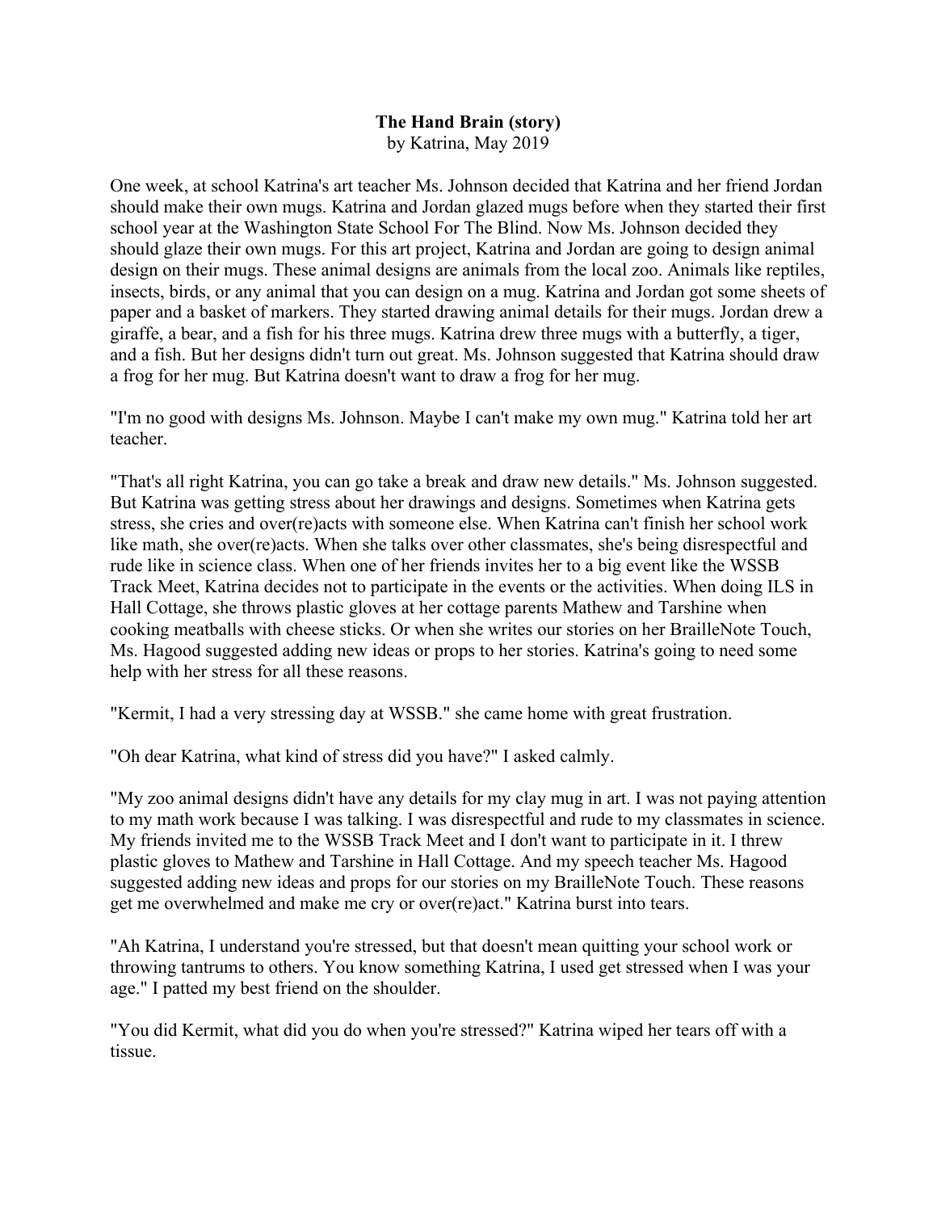**The Hand Brain (story)**
by Katrina, May 2019

One week, at school Katrina's art teacher Ms. Johnson decided that Katrina and her friend Jordan should make their own mugs. Katrina and Jordan glazed mugs before when they started their first school year at the Washington State School For The Blind. Now Ms. Johnson decided they should glaze their own mugs. For this art project, Katrina and Jordan are going to design animal design on their mugs. These animal designs are animals from the local zoo. Animals like reptiles, insects, birds, or any animal that you can design on a mug. Katrina and Jordan got some sheets of paper and a basket of markers. They started drawing animal details for their mugs. Jordan drew a giraffe, a bear, and a fish for his three mugs. Katrina drew three mugs with a butterfly, a tiger, and a fish. But her designs didn't turn out great. Ms. Johnson suggested that Katrina should draw a frog for her mug. But Katrina doesn't want to draw a frog for her mug.

"I'm no good with designs Ms. Johnson. Maybe I can't make my own mug." Katrina told her art teacher.

"That's all right Katrina, you can go take a break and draw new details." Ms. Johnson suggested. But Katrina was getting stress about her drawings and designs. Sometimes when Katrina gets stress, she cries and over(re)acts with someone else. When Katrina can't finish her school work like math, she over(re)acts. When she talks over other classmates, she's being disrespectful and rude like in science class. When one of her friends invites her to a big event like the WSSB Track Meet, Katrina decides not to participate in the events or the activities. When doing ILS in Hall Cottage, she throws plastic gloves at her cottage parents Mathew and Tarshine when cooking meatballs with cheese sticks. Or when she writes our stories on her BrailleNote Touch, Ms. Hagood suggested adding new ideas or props to her stories. Katrina's going to need some help with her stress for all these reasons.

"Kermit, I had a very stressing day at WSSB." she came home with great frustration.

"Oh dear Katrina, what kind of stress did you have?" I asked calmly.

"My zoo animal designs didn't have any details for my clay mug in art. I was not paying attention to my math work because I was talking. I was disrespectful and rude to my classmates in science. My friends invited me to the WSSB Track Meet and I don't want to participate in it. I threw plastic gloves to Mathew and Tarshine in Hall Cottage. And my speech teacher Ms. Hagood suggested adding new ideas and props for our stories on my BrailleNote Touch. These reasons get me overwhelmed and make me cry or over(re)act." Katrina burst into tears.

"Ah Katrina, I understand you're stressed, but that doesn't mean quitting your school work or throwing tantrums to others. You know something Katrina, I used get stressed when I was your age." I patted my best friend on the shoulder.

"You did Kermit, what did you do when you're stressed?" Katrina wiped her tears off with a tissue.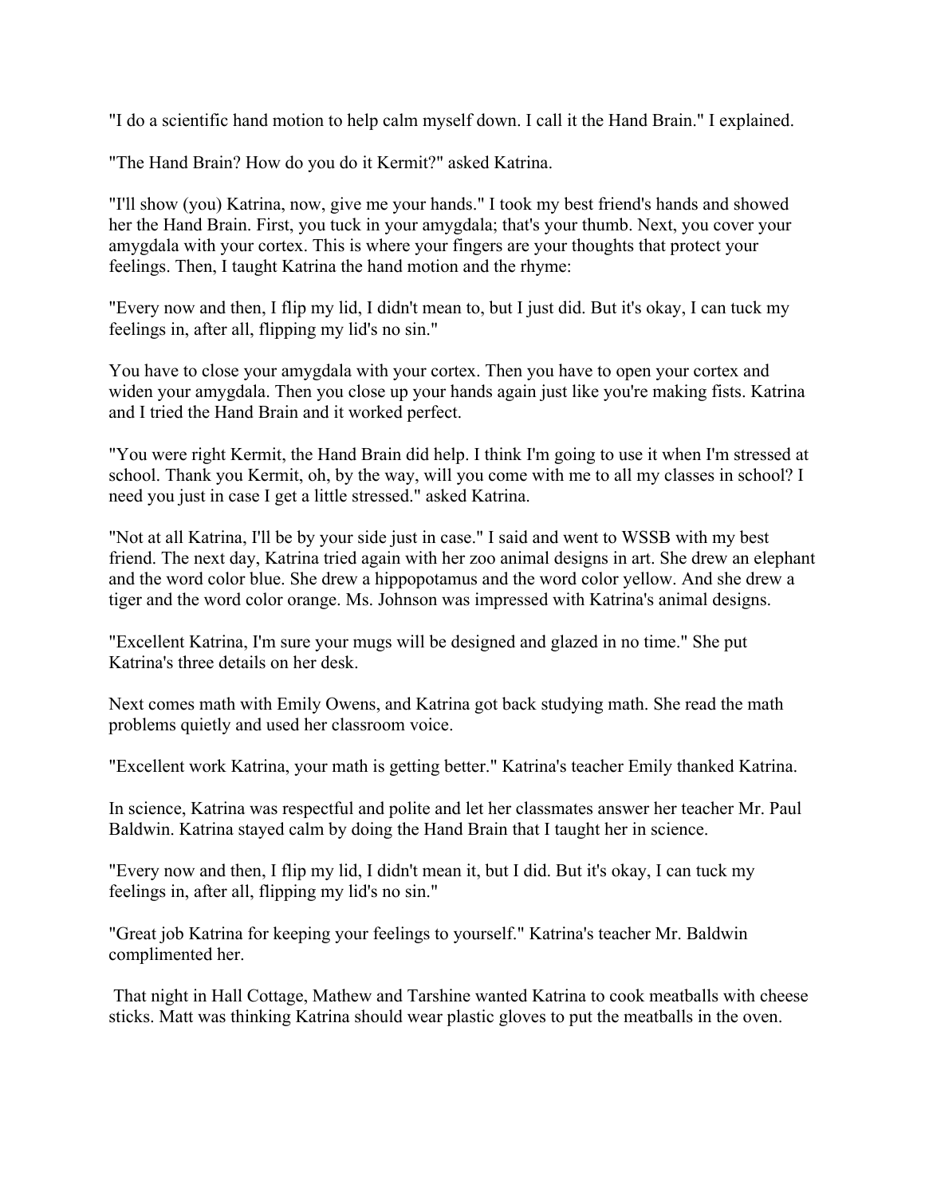"I do a scientific hand motion to help calm myself down. I call it the Hand Brain." I explained.

"The Hand Brain? How do you do it Kermit?" asked Katrina.

"I'll show (you) Katrina, now, give me your hands." I took my best friend's hands and showed her the Hand Brain. First, you tuck in your amygdala; that's your thumb. Next, you cover your amygdala with your cortex. This is where your fingers are your thoughts that protect your feelings. Then, I taught Katrina the hand motion and the rhyme:

"Every now and then, I flip my lid, I didn't mean to, but I just did. But it's okay, I can tuck my feelings in, after all, flipping my lid's no sin."

You have to close your amygdala with your cortex. Then you have to open your cortex and widen your amygdala. Then you close up your hands again just like you're making fists. Katrina and I tried the Hand Brain and it worked perfect.

"You were right Kermit, the Hand Brain did help. I think I'm going to use it when I'm stressed at school. Thank you Kermit, oh, by the way, will you come with me to all my classes in school? I need you just in case I get a little stressed." asked Katrina.

"Not at all Katrina, I'll be by your side just in case." I said and went to WSSB with my best friend. The next day, Katrina tried again with her zoo animal designs in art. She drew an elephant and the word color blue. She drew a hippopotamus and the word color yellow. And she drew a tiger and the word color orange. Ms. Johnson was impressed with Katrina's animal designs.

"Excellent Katrina, I'm sure your mugs will be designed and glazed in no time." She put Katrina's three details on her desk.

Next comes math with Emily Owens, and Katrina got back studying math. She read the math problems quietly and used her classroom voice.

"Excellent work Katrina, your math is getting better." Katrina's teacher Emily thanked Katrina.

In science, Katrina was respectful and polite and let her classmates answer her teacher Mr. Paul Baldwin. Katrina stayed calm by doing the Hand Brain that I taught her in science.

"Every now and then, I flip my lid, I didn't mean it, but I did. But it's okay, I can tuck my feelings in, after all, flipping my lid's no sin."

"Great job Katrina for keeping your feelings to yourself." Katrina's teacher Mr. Baldwin complimented her.

That night in Hall Cottage, Mathew and Tarshine wanted Katrina to cook meatballs with cheese sticks. Matt was thinking Katrina should wear plastic gloves to put the meatballs in the oven.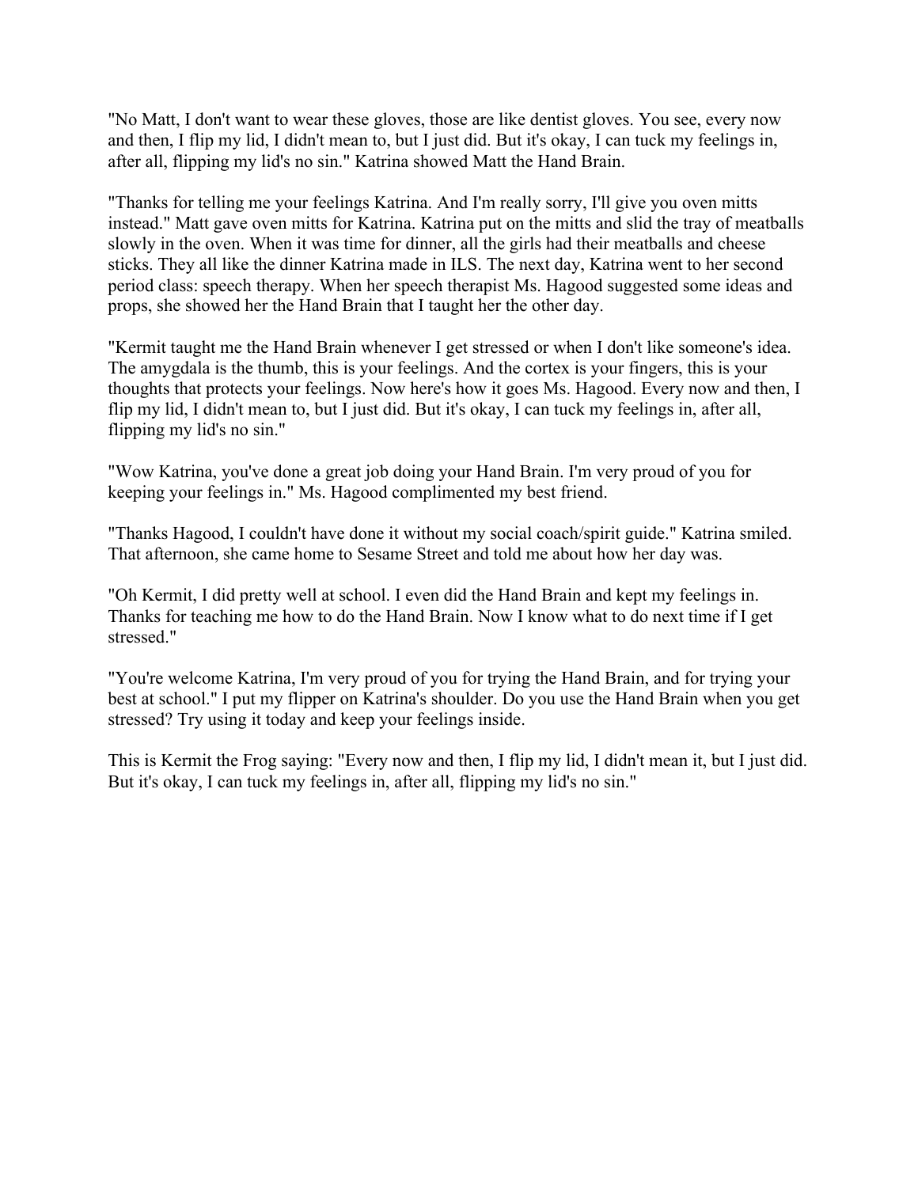"No Matt, I don't want to wear these gloves, those are like dentist gloves. You see, every now and then, I flip my lid, I didn't mean to, but I just did. But it's okay, I can tuck my feelings in, after all, flipping my lid's no sin." Katrina showed Matt the Hand Brain.

"Thanks for telling me your feelings Katrina. And I'm really sorry, I'll give you oven mitts instead." Matt gave oven mitts for Katrina. Katrina put on the mitts and slid the tray of meatballs slowly in the oven. When it was time for dinner, all the girls had their meatballs and cheese sticks. They all like the dinner Katrina made in ILS. The next day, Katrina went to her second period class: speech therapy. When her speech therapist Ms. Hagood suggested some ideas and props, she showed her the Hand Brain that I taught her the other day.

"Kermit taught me the Hand Brain whenever I get stressed or when I don't like someone's idea. The amygdala is the thumb, this is your feelings. And the cortex is your fingers, this is your thoughts that protects your feelings. Now here's how it goes Ms. Hagood. Every now and then, I flip my lid, I didn't mean to, but I just did. But it's okay, I can tuck my feelings in, after all, flipping my lid's no sin."

"Wow Katrina, you've done a great job doing your Hand Brain. I'm very proud of you for keeping your feelings in." Ms. Hagood complimented my best friend.

"Thanks Hagood, I couldn't have done it without my social coach/spirit guide." Katrina smiled. That afternoon, she came home to Sesame Street and told me about how her day was.

"Oh Kermit, I did pretty well at school. I even did the Hand Brain and kept my feelings in. Thanks for teaching me how to do the Hand Brain. Now I know what to do next time if I get stressed."

"You're welcome Katrina, I'm very proud of you for trying the Hand Brain, and for trying your best at school." I put my flipper on Katrina's shoulder. Do you use the Hand Brain when you get stressed? Try using it today and keep your feelings inside.

This is Kermit the Frog saying: "Every now and then, I flip my lid, I didn't mean it, but I just did. But it's okay, I can tuck my feelings in, after all, flipping my lid's no sin."